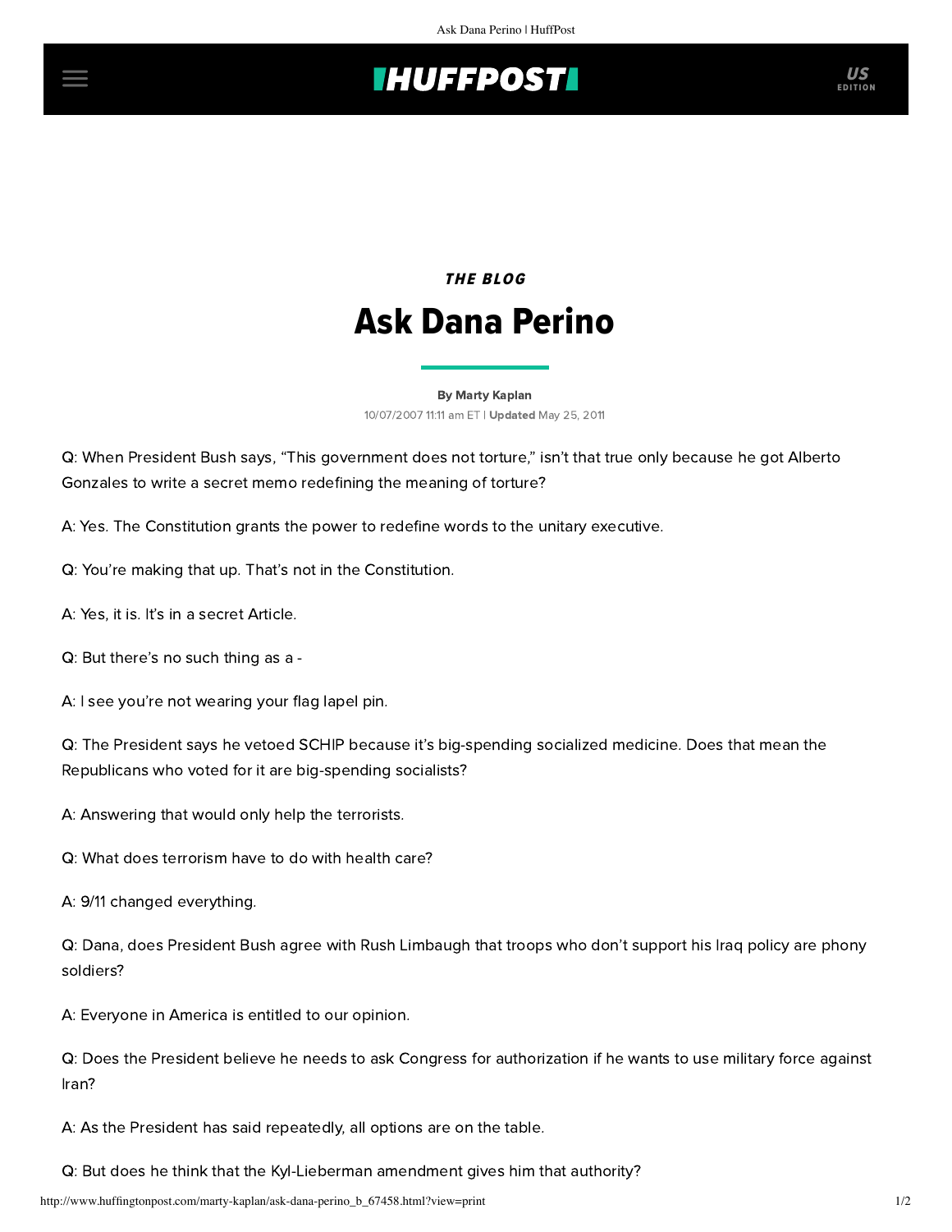THE BLOG

# Ask Dana Perino

By Marty Kaplan

10/07/2007 11:11 am ET | **Updated** May 25, 2011

Q: When President Bush says, "This government does not torture," isn't that true only because he got Alberto Gonzales to write a secret memo redefining the meaning of torture?

A: Yes. The Constitution grants the power to redefine words to the unitary executive.

Q: You're making that up. That's not in the Constitution.

A: Yes, it is. It's in a secret Article.

Q: But there's no such thing as a -

A: I see you're not wearing your flag lapel pin.

Q: The President says he vetoed SCHIP because it's big-spending socialized medicine. Does that mean the Republicans who voted for it are big-spending socialists?

A: Answering that would only help the terrorists.

Q: What does terrorism have to do with health care?

A: 9/11 changed everything.

Q: Dana, does President Bush agree with Rush Limbaugh that troops who don't support his Iraq policy are phony soldiers?

A: Everyone in America is entitled to our opinion.

Q: Does the President believe he needs to ask Congress for authorization if he wants to use military force against Iran?

A: As the President has said repeatedly, all options are on the table.

Q: But does he think that the Kyl-Lieberman amendment gives him that authority?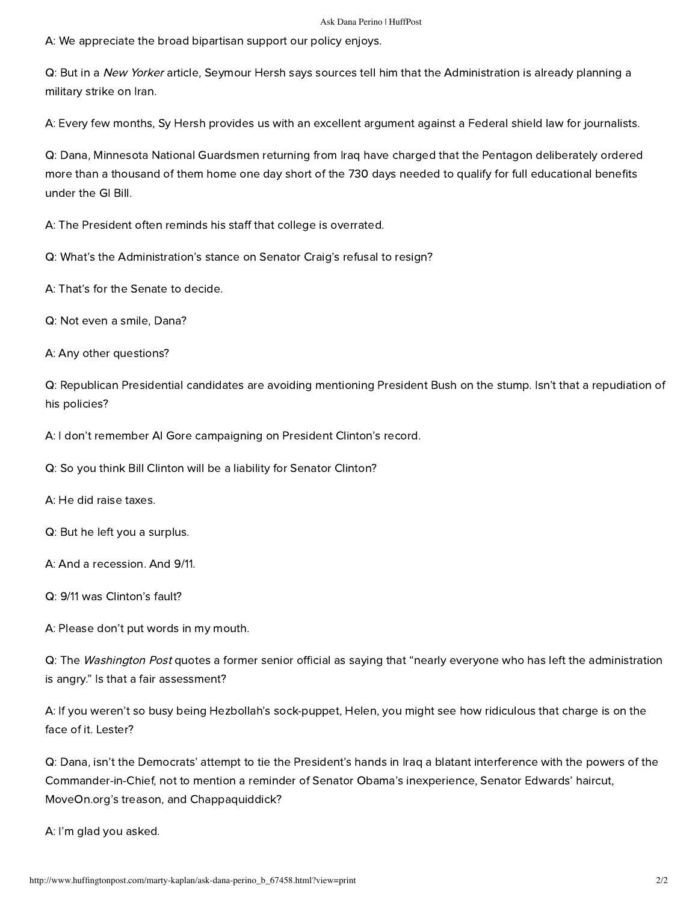A: We appreciate the broad bipartisan support our policy enjoys.

Q: But in a *New Yorker* article, Seymour Hersh says sources tell him that the Administration is already planning a military strike on Iran.

A: Every few months, Sy Hersh provides us with an excellent argument against a Federal shield law for journalists.

Q: Dana, Minnesota National Guardsmen returning from Iraq have charged that the Pentagon deliberately ordered more than a thousand of them home one day short of the 730 days needed to qualify for full educational benefits under the GI Bill.

A: The President often reminds his staff that college is overrated.

Q: What's the Administration's stance on Senator Craig's refusal to resign?

A: That's for the Senate to decide.

Q: Not even a smile, Dana?

A: Any other questions?

Q: Republican Presidential candidates are avoiding mentioning President Bush on the stump. Isn't that a repudiation of his policies?

A: I don't remember Al Gore campaigning on President Clinton's record.

Q: So you think Bill Clinton will be a liability for Senator Clinton?

A: He did raise taxes.

Q: But he left you a surplus.

A: And a recession. And 9/11.

Q: 9/11 was Clinton's fault?

A: Please don't put words in my mouth.

Q: The *Washington Post* quotes a former senior official as saying that "nearly everyone who has left the administration is angry." Is that a fair assessment?

A: If you weren't so busy being Hezbollah's sock-puppet, Helen, you might see how ridiculous that charge is on the face of it. Lester?

Q: Dana, isn't the Democrats' attempt to tie the President's hands in Iraq a blatant interference with the powers of the Commander-in-Chief, not to mention a reminder of Senator Obama's inexperience, Senator Edwards' haircut, MoveOn.org's treason, and Chappaquiddick?

A: I'm glad you asked.